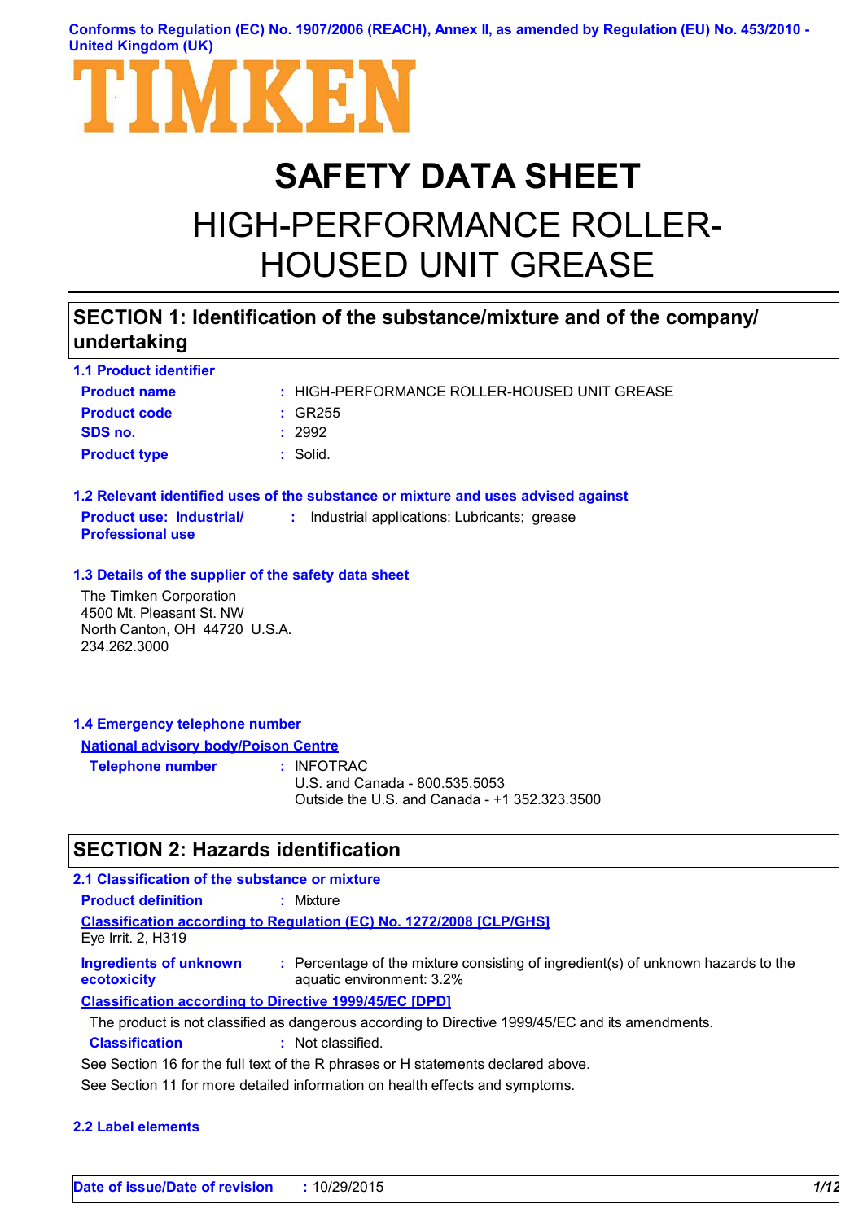Conforms to Regulation (EC) No. 1907/2006 (REACH), Annex II, as amended by Regulation (EU) No. 453/2010 - United Kingdom (UK)

TIMKEN

# SAFETY DATA SHEET

# HIGH-PERFORMANCE ROLLER-HOUSED UNIT GREASE

## SECTION 1: Identification of the substance/mixture and of the company/undertaking

### 1.1 Product identifier

**Product name** : HIGH-PERFORMANCE ROLLER-HOUSED UNIT GREASE

**Product code** : GR255

**SDS no.** : 2992

**Product type** : Solid.

### 1.2 Relevant identified uses of the substance or mixture and uses advised against

**Product use: Industrial/ Professional use** : Industrial applications: Lubricants; grease

### 1.3 Details of the supplier of the safety data sheet

The Timken Corporation
4500 Mt. Pleasant St. NW
North Canton, OH 44720 U.S.A.
234.262.3000

### 1.4 Emergency telephone number

**National advisory body/Poison Centre**

**Telephone number** : INFOTRAC
U.S. and Canada - 800.535.5053
Outside the U.S. and Canada - +1 352.323.3500

## SECTION 2: Hazards identification

### 2.1 Classification of the substance or mixture

**Product definition** : Mixture

**Classification according to Regulation (EC) No. 1272/2008 [CLP/GHS]**

Eye Irrit. 2, H319

**Ingredients of unknown ecotoxicity** : Percentage of the mixture consisting of ingredient(s) of unknown hazards to the aquatic environment: 3.2%

**Classification according to Directive 1999/45/EC [DPD]**

The product is not classified as dangerous according to Directive 1999/45/EC and its amendments.

**Classification** : Not classified.

See Section 16 for the full text of the R phrases or H statements declared above.

See Section 11 for more detailed information on health effects and symptoms.

### 2.2 Label elements

**Date of issue/Date of revision** : 10/29/2015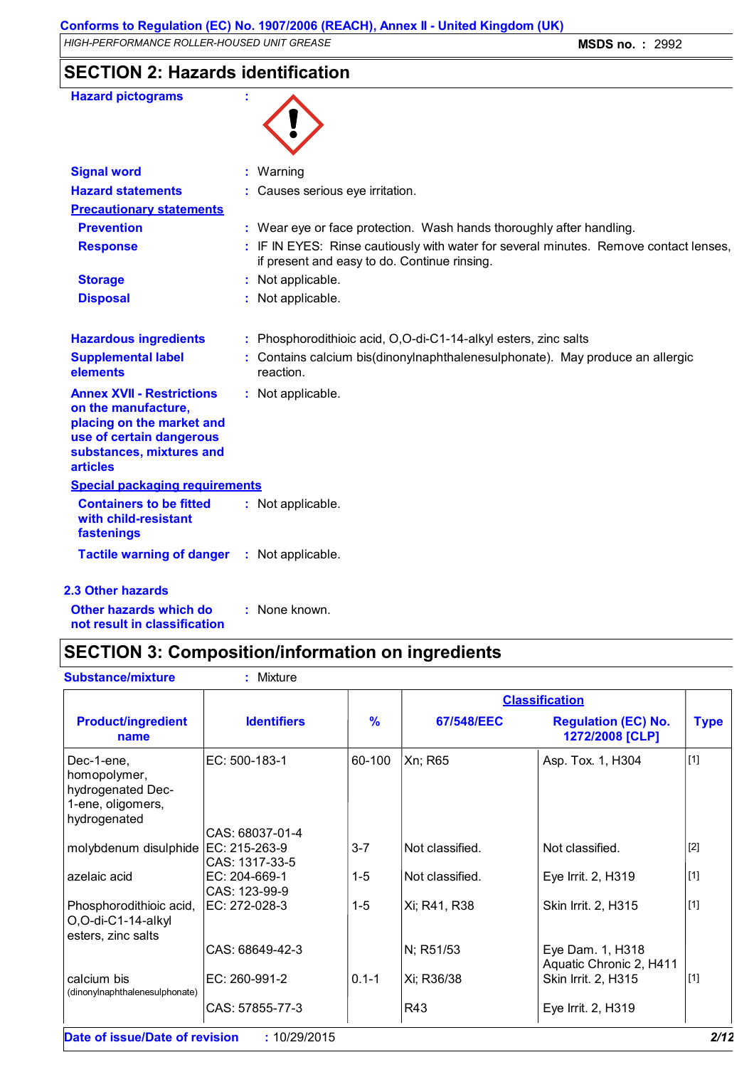## SECTION 2: Hazards identification

**Hazard pictograms** :

**Signal word** : Warning

**Hazard statements** : Causes serious eye irritation.

**Precautionary statements**

**Prevention** : Wear eye or face protection. Wash hands thoroughly after handling.

**Response** : IF IN EYES: Rinse cautiously with water for several minutes. Remove contact lenses, if present and easy to do. Continue rinsing.

**Storage** : Not applicable.

**Disposal** : Not applicable.

**Hazardous ingredients** : Phosphorodithioic acid, O,O-di-C1-14-alkyl esters, zinc salts

**Supplemental label elements** : Contains calcium bis(dinonylnaphthalenesulphonate). May produce an allergic reaction.

**Annex XVII - Restrictions on the manufacture, placing on the market and use of certain dangerous substances, mixtures and articles** : Not applicable.

**Special packaging requirements**

**Containers to be fitted with child-resistant fastenings** : Not applicable.

**Tactile warning of danger** : Not applicable.

### 2.3 Other hazards

**Other hazards which do not result in classification** : None known.

## SECTION 3: Composition/information on ingredients

**Substance/mixture** : Mixture

| Product/ingredient name | Identifiers | % | Classification 67/548/EEC | Classification Regulation (EC) No. 1272/2008 [CLP] | Type |
|---|---|---|---|---|---|
| Dec-1-ene, homopolymer, hydrogenated Dec-1-ene, oligomers, hydrogenated | EC: 500-183-1<br>CAS: 68037-01-4 | 60-100 | Xn; R65 | Asp. Tox. 1, H304 | [1] |
| molybdenum disulphide | EC: 215-263-9<br>CAS: 1317-33-5 | 3-7 | Not classified. | Not classified. | [2] |
| azelaic acid | EC: 204-669-1<br>CAS: 123-99-9 | 1-5 | Not classified. | Eye Irrit. 2, H319 | [1] |
| Phosphorodithioic acid, O,O-di-C1-14-alkyl esters, zinc salts | EC: 272-028-3<br>CAS: 68649-42-3 | 1-5 | Xi; R41, R38<br>N; R51/53 | Skin Irrit. 2, H315<br>Eye Dam. 1, H318<br>Aquatic Chronic 2, H411 | [1] |
| calcium bis (dinonylnaphthalenesulphonate) | EC: 260-991-2<br>CAS: 57855-77-3 | 0.1-1 | Xi; R36/38<br>R43 | Skin Irrit. 2, H315<br>Eye Irrit. 2, H319 | [1] |

**Date of issue/Date of revision** : 10/29/2015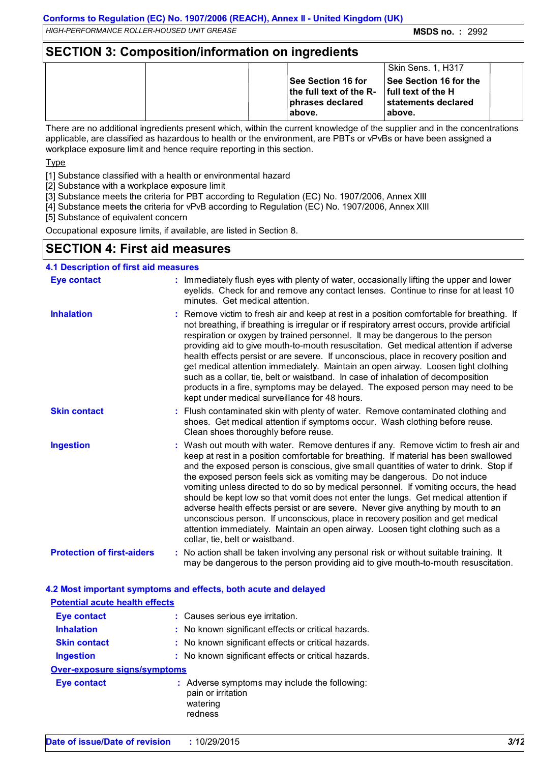## SECTION 3: Composition/information on ingredients

| | | | | | |
|---|---|---|---|---|---|
| | | | | Skin Sens. 1, H317 | |
| | | | **See Section 16 for the full text of the R-phrases declared above.** | **See Section 16 for the full text of the H statements declared above.** | |

There are no additional ingredients present which, within the current knowledge of the supplier and in the concentrations applicable, are classified as hazardous to health or the environment, are PBTs or vPvBs or have been assigned a workplace exposure limit and hence require reporting in this section.

Type

[1] Substance classified with a health or environmental hazard
[2] Substance with a workplace exposure limit
[3] Substance meets the criteria for PBT according to Regulation (EC) No. 1907/2006, Annex XIII
[4] Substance meets the criteria for vPvB according to Regulation (EC) No. 1907/2006, Annex XIII
[5] Substance of equivalent concern

Occupational exposure limits, if available, are listed in Section 8.

## SECTION 4: First aid measures

### 4.1 Description of first aid measures

**Eye contact** : Immediately flush eyes with plenty of water, occasionally lifting the upper and lower eyelids. Check for and remove any contact lenses. Continue to rinse for at least 10 minutes. Get medical attention.

**Inhalation** : Remove victim to fresh air and keep at rest in a position comfortable for breathing. If not breathing, if breathing is irregular or if respiratory arrest occurs, provide artificial respiration or oxygen by trained personnel. It may be dangerous to the person providing aid to give mouth-to-mouth resuscitation. Get medical attention if adverse health effects persist or are severe. If unconscious, place in recovery position and get medical attention immediately. Maintain an open airway. Loosen tight clothing such as a collar, tie, belt or waistband. In case of inhalation of decomposition products in a fire, symptoms may be delayed. The exposed person may need to be kept under medical surveillance for 48 hours.

**Skin contact** : Flush contaminated skin with plenty of water. Remove contaminated clothing and shoes. Get medical attention if symptoms occur. Wash clothing before reuse. Clean shoes thoroughly before reuse.

**Ingestion** : Wash out mouth with water. Remove dentures if any. Remove victim to fresh air and keep at rest in a position comfortable for breathing. If material has been swallowed and the exposed person is conscious, give small quantities of water to drink. Stop if the exposed person feels sick as vomiting may be dangerous. Do not induce vomiting unless directed to do so by medical personnel. If vomiting occurs, the head should be kept low so that vomit does not enter the lungs. Get medical attention if adverse health effects persist or are severe. Never give anything by mouth to an unconscious person. If unconscious, place in recovery position and get medical attention immediately. Maintain an open airway. Loosen tight clothing such as a collar, tie, belt or waistband.

**Protection of first-aiders** : No action shall be taken involving any personal risk or without suitable training. It may be dangerous to the person providing aid to give mouth-to-mouth resuscitation.

### 4.2 Most important symptoms and effects, both acute and delayed

**Potential acute health effects**

**Eye contact** : Causes serious eye irritation.

**Inhalation** : No known significant effects or critical hazards.

**Skin contact** : No known significant effects or critical hazards.

**Ingestion** : No known significant effects or critical hazards.

**Over-exposure signs/symptoms**

**Eye contact** : Adverse symptoms may include the following:
pain or irritation
watering
redness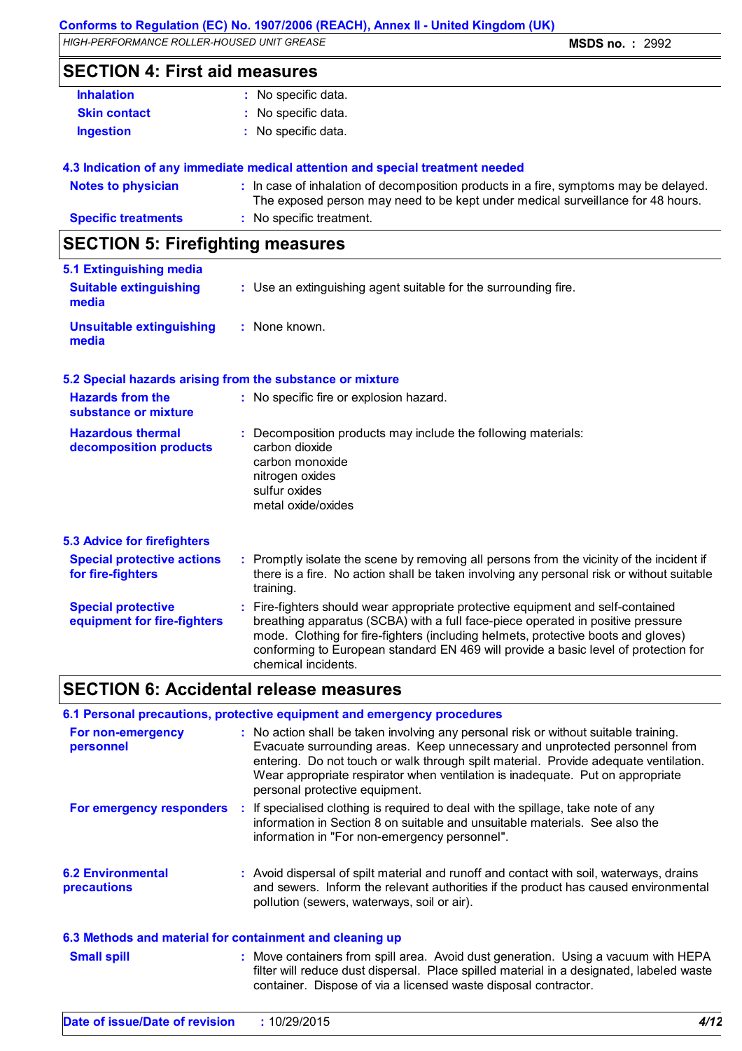## SECTION 4: First aid measures

**Inhalation** : No specific data.

**Skin contact** : No specific data.

**Ingestion** : No specific data.

### 4.3 Indication of any immediate medical attention and special treatment needed

**Notes to physician** : In case of inhalation of decomposition products in a fire, symptoms may be delayed. The exposed person may need to be kept under medical surveillance for 48 hours.

**Specific treatments** : No specific treatment.

## SECTION 5: Firefighting measures

### 5.1 Extinguishing media

**Suitable extinguishing media** : Use an extinguishing agent suitable for the surrounding fire.

**Unsuitable extinguishing media** : None known.

### 5.2 Special hazards arising from the substance or mixture

**Hazards from the substance or mixture** : No specific fire or explosion hazard.

**Hazardous thermal decomposition products** : Decomposition products may include the following materials:
carbon dioxide
carbon monoxide
nitrogen oxides
sulfur oxides
metal oxide/oxides

### 5.3 Advice for firefighters

**Special protective actions for fire-fighters** : Promptly isolate the scene by removing all persons from the vicinity of the incident if there is a fire. No action shall be taken involving any personal risk or without suitable training.

**Special protective equipment for fire-fighters** : Fire-fighters should wear appropriate protective equipment and self-contained breathing apparatus (SCBA) with a full face-piece operated in positive pressure mode. Clothing for fire-fighters (including helmets, protective boots and gloves) conforming to European standard EN 469 will provide a basic level of protection for chemical incidents.

## SECTION 6: Accidental release measures

### 6.1 Personal precautions, protective equipment and emergency procedures

**For non-emergency personnel** : No action shall be taken involving any personal risk or without suitable training. Evacuate surrounding areas. Keep unnecessary and unprotected personnel from entering. Do not touch or walk through spilt material. Provide adequate ventilation. Wear appropriate respirator when ventilation is inadequate. Put on appropriate personal protective equipment.

**For emergency responders** : If specialised clothing is required to deal with the spillage, take note of any information in Section 8 on suitable and unsuitable materials. See also the information in "For non-emergency personnel".

### 6.2 Environmental precautions

: Avoid dispersal of spilt material and runoff and contact with soil, waterways, drains and sewers. Inform the relevant authorities if the product has caused environmental pollution (sewers, waterways, soil or air).

### 6.3 Methods and material for containment and cleaning up

**Small spill** : Move containers from spill area. Avoid dust generation. Using a vacuum with HEPA filter will reduce dust dispersal. Place spilled material in a designated, labeled waste container. Dispose of via a licensed waste disposal contractor.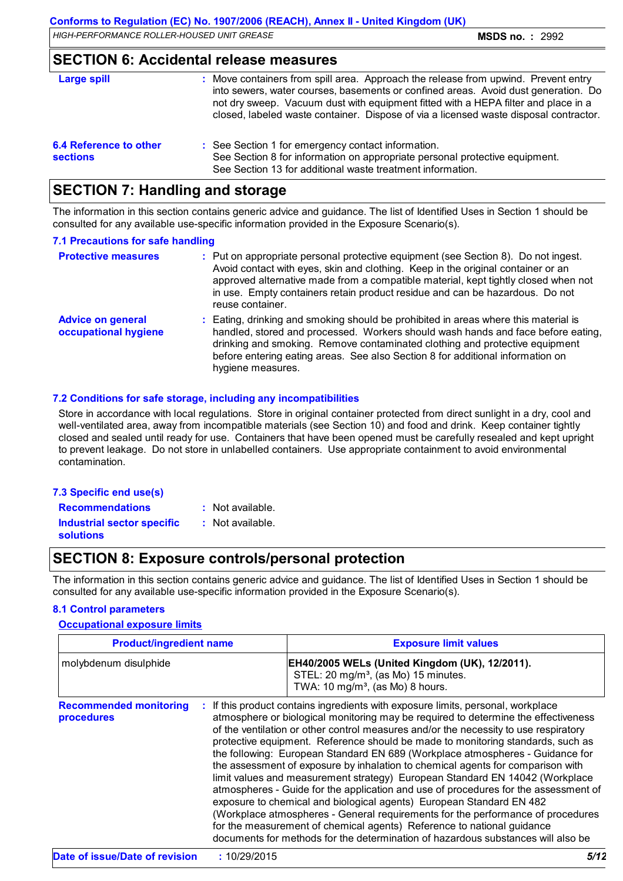## SECTION 6: Accidental release measures

**Large spill** : Move containers from spill area. Approach the release from upwind. Prevent entry into sewers, water courses, basements or confined areas. Avoid dust generation. Do not dry sweep. Vacuum dust with equipment fitted with a HEPA filter and place in a closed, labeled waste container. Dispose of via a licensed waste disposal contractor.

**6.4 Reference to other sections** : See Section 1 for emergency contact information.
See Section 8 for information on appropriate personal protective equipment.
See Section 13 for additional waste treatment information.

## SECTION 7: Handling and storage

The information in this section contains generic advice and guidance. The list of Identified Uses in Section 1 should be consulted for any available use-specific information provided in the Exposure Scenario(s).

### 7.1 Precautions for safe handling

**Protective measures** : Put on appropriate personal protective equipment (see Section 8). Do not ingest. Avoid contact with eyes, skin and clothing. Keep in the original container or an approved alternative made from a compatible material, kept tightly closed when not in use. Empty containers retain product residue and can be hazardous. Do not reuse container.

**Advice on general occupational hygiene** : Eating, drinking and smoking should be prohibited in areas where this material is handled, stored and processed. Workers should wash hands and face before eating, drinking and smoking. Remove contaminated clothing and protective equipment before entering eating areas. See also Section 8 for additional information on hygiene measures.

### 7.2 Conditions for safe storage, including any incompatibilities

Store in accordance with local regulations. Store in original container protected from direct sunlight in a dry, cool and well-ventilated area, away from incompatible materials (see Section 10) and food and drink. Keep container tightly closed and sealed until ready for use. Containers that have been opened must be carefully resealed and kept upright to prevent leakage. Do not store in unlabelled containers. Use appropriate containment to avoid environmental contamination.

### 7.3 Specific end use(s)

**Recommendations** : Not available.

**Industrial sector specific solutions** : Not available.

## SECTION 8: Exposure controls/personal protection

The information in this section contains generic advice and guidance. The list of Identified Uses in Section 1 should be consulted for any available use-specific information provided in the Exposure Scenario(s).

### 8.1 Control parameters

**Occupational exposure limits**

| Product/ingredient name | Exposure limit values |
| --- | --- |
| molybdenum disulphide | **EH40/2005 WELs (United Kingdom (UK), 12/2011).**<br>STEL: 20 mg/m³, (as Mo) 15 minutes.<br>TWA: 10 mg/m³, (as Mo) 8 hours. |

**Recommended monitoring procedures** : If this product contains ingredients with exposure limits, personal, workplace atmosphere or biological monitoring may be required to determine the effectiveness of the ventilation or other control measures and/or the necessity to use respiratory protective equipment. Reference should be made to monitoring standards, such as the following: European Standard EN 689 (Workplace atmospheres - Guidance for the assessment of exposure by inhalation to chemical agents for comparison with limit values and measurement strategy) European Standard EN 14042 (Workplace atmospheres - Guide for the application and use of procedures for the assessment of exposure to chemical and biological agents) European Standard EN 482 (Workplace atmospheres - General requirements for the performance of procedures for the measurement of chemical agents) Reference to national guidance documents for methods for the determination of hazardous substances will also be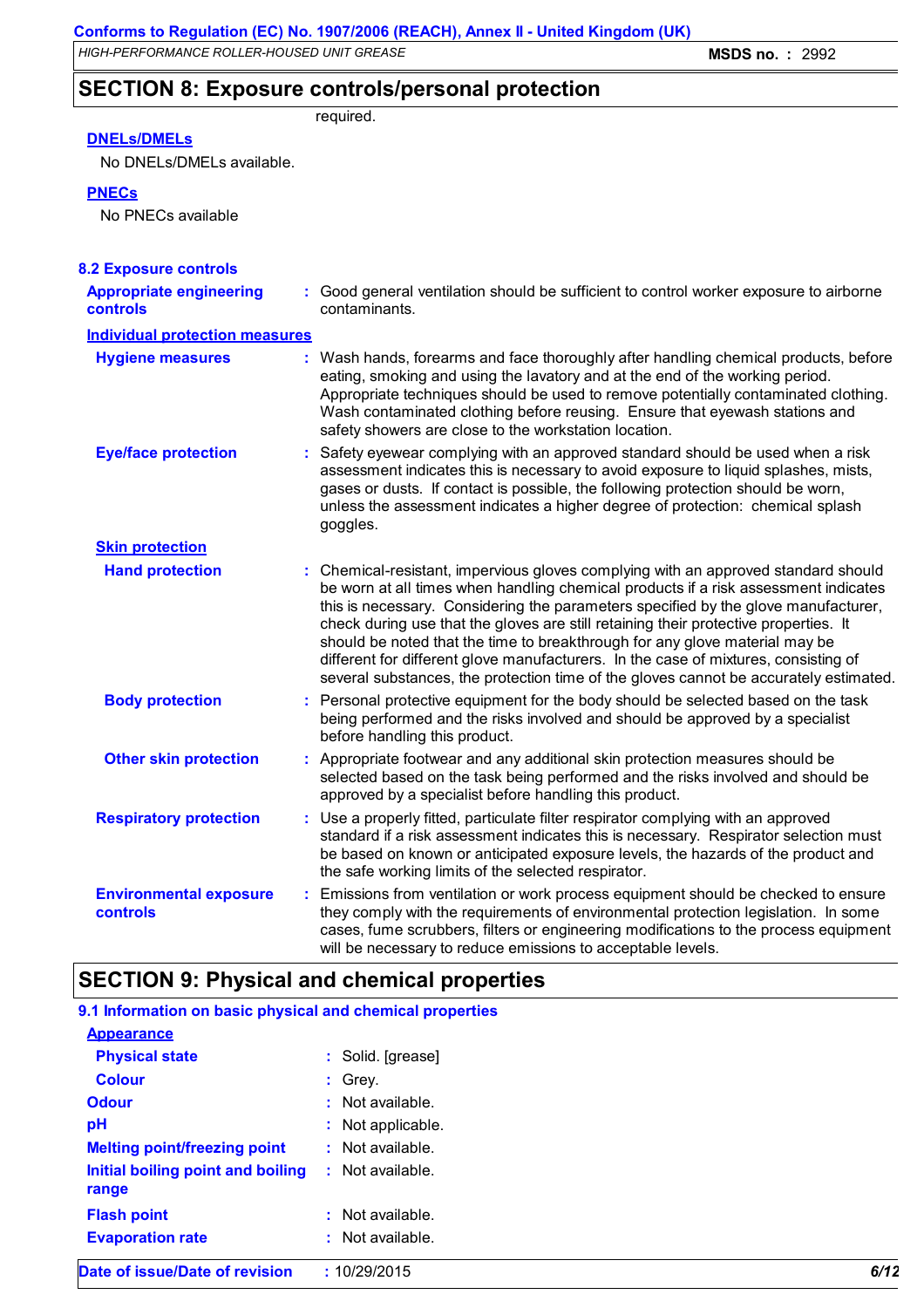## SECTION 8: Exposure controls/personal protection

required.

**DNELs/DMELs**

No DNELs/DMELs available.

**PNECs**

No PNECs available

### 8.2 Exposure controls

**Appropriate engineering controls** : Good general ventilation should be sufficient to control worker exposure to airborne contaminants.

**Individual protection measures**

**Hygiene measures** : Wash hands, forearms and face thoroughly after handling chemical products, before eating, smoking and using the lavatory and at the end of the working period. Appropriate techniques should be used to remove potentially contaminated clothing. Wash contaminated clothing before reusing. Ensure that eyewash stations and safety showers are close to the workstation location.

**Eye/face protection** : Safety eyewear complying with an approved standard should be used when a risk assessment indicates this is necessary to avoid exposure to liquid splashes, mists, gases or dusts. If contact is possible, the following protection should be worn, unless the assessment indicates a higher degree of protection: chemical splash goggles.

**Skin protection**

**Hand protection** : Chemical-resistant, impervious gloves complying with an approved standard should be worn at all times when handling chemical products if a risk assessment indicates this is necessary. Considering the parameters specified by the glove manufacturer, check during use that the gloves are still retaining their protective properties. It should be noted that the time to breakthrough for any glove material may be different for different glove manufacturers. In the case of mixtures, consisting of several substances, the protection time of the gloves cannot be accurately estimated.

**Body protection** : Personal protective equipment for the body should be selected based on the task being performed and the risks involved and should be approved by a specialist before handling this product.

**Other skin protection** : Appropriate footwear and any additional skin protection measures should be selected based on the task being performed and the risks involved and should be approved by a specialist before handling this product.

**Respiratory protection** : Use a properly fitted, particulate filter respirator complying with an approved standard if a risk assessment indicates this is necessary. Respirator selection must be based on known or anticipated exposure levels, the hazards of the product and the safe working limits of the selected respirator.

**Environmental exposure controls** : Emissions from ventilation or work process equipment should be checked to ensure they comply with the requirements of environmental protection legislation. In some cases, fume scrubbers, filters or engineering modifications to the process equipment will be necessary to reduce emissions to acceptable levels.

## SECTION 9: Physical and chemical properties

### 9.1 Information on basic physical and chemical properties

**Appearance**

**Physical state** : Solid. [grease]

**Colour** : Grey.

**Odour** : Not available.

**pH** : Not applicable.

**Melting point/freezing point** : Not available.

**Initial boiling point and boiling range** : Not available.

**Flash point** : Not available.

**Evaporation rate** : Not available.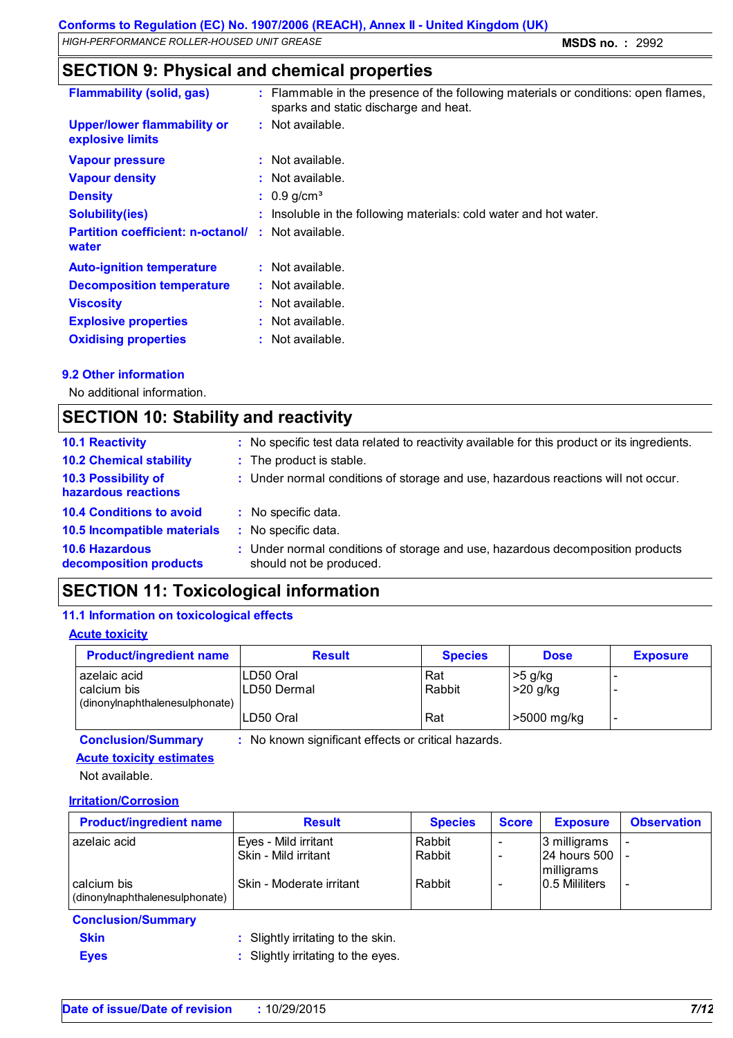## SECTION 9: Physical and chemical properties

**Flammability (solid, gas)** : Flammable in the presence of the following materials or conditions: open flames, sparks and static discharge and heat.

**Upper/lower flammability or explosive limits** : Not available.

**Vapour pressure** : Not available.

**Vapour density** : Not available.

**Density** : 0.9 g/cm³

**Solubility(ies)** : Insoluble in the following materials: cold water and hot water.

**Partition coefficient: n-octanol/ water** : Not available.

**Auto-ignition temperature** : Not available.

**Decomposition temperature** : Not available.

**Viscosity** : Not available.

**Explosive properties** : Not available.

**Oxidising properties** : Not available.

### 9.2 Other information

No additional information.

## SECTION 10: Stability and reactivity

**10.1 Reactivity** : No specific test data related to reactivity available for this product or its ingredients.

**10.2 Chemical stability** : The product is stable.

**10.3 Possibility of hazardous reactions** : Under normal conditions of storage and use, hazardous reactions will not occur.

**10.4 Conditions to avoid** : No specific data.

**10.5 Incompatible materials** : No specific data.

**10.6 Hazardous decomposition products** : Under normal conditions of storage and use, hazardous decomposition products should not be produced.

## SECTION 11: Toxicological information

### 11.1 Information on toxicological effects

**Acute toxicity**

| Product/ingredient name | Result | Species | Dose | Exposure |
|---|---|---|---|---|
| azelaic acid | LD50 Oral | Rat | >5 g/kg | - |
| calcium bis (dinonylnaphthalenesulphonate) | LD50 Dermal | Rabbit | >20 g/kg | - |
| | LD50 Oral | Rat | >5000 mg/kg | - |

**Conclusion/Summary** : No known significant effects or critical hazards.

**Acute toxicity estimates**

Not available.

**Irritation/Corrosion**

| Product/ingredient name | Result | Species | Score | Exposure | Observation |
|---|---|---|---|---|---|
| azelaic acid | Eyes - Mild irritant | Rabbit | - | 3 milligrams | - |
| | Skin - Mild irritant | Rabbit | - | 24 hours 500 milligrams | - |
| calcium bis (dinonylnaphthalenesulphonate) | Skin - Moderate irritant | Rabbit | - | 0.5 Mililiters | - |

**Conclusion/Summary**

**Skin** : Slightly irritating to the skin.

**Eyes** : Slightly irritating to the eyes.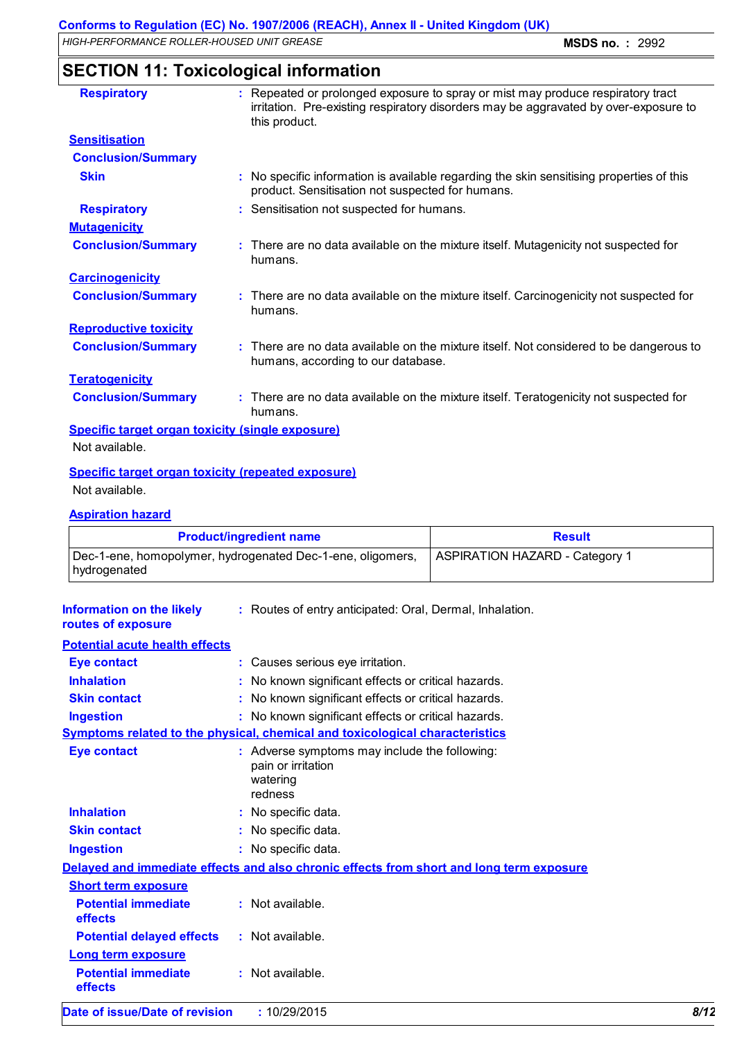## SECTION 11: Toxicological information

**Respiratory** : Repeated or prolonged exposure to spray or mist may produce respiratory tract irritation. Pre-existing respiratory disorders may be aggravated by over-exposure to this product.

**Sensitisation**

**Conclusion/Summary**

**Skin** : No specific information is available regarding the skin sensitising properties of this product. Sensitisation not suspected for humans.

**Respiratory** : Sensitisation not suspected for humans.

**Mutagenicity**

**Conclusion/Summary** : There are no data available on the mixture itself. Mutagenicity not suspected for humans.

**Carcinogenicity**

**Conclusion/Summary** : There are no data available on the mixture itself. Carcinogenicity not suspected for humans.

**Reproductive toxicity**

**Conclusion/Summary** : There are no data available on the mixture itself. Not considered to be dangerous to humans, according to our database.

**Teratogenicity**

**Conclusion/Summary** : There are no data available on the mixture itself. Teratogenicity not suspected for humans.

**Specific target organ toxicity (single exposure)**

Not available.

**Specific target organ toxicity (repeated exposure)**

Not available.

**Aspiration hazard**

| Product/ingredient name | Result |
|---|---|
| Dec-1-ene, homopolymer, hydrogenated Dec-1-ene, oligomers, hydrogenated | ASPIRATION HAZARD - Category 1 |

**Information on the likely routes of exposure** : Routes of entry anticipated: Oral, Dermal, Inhalation.

**Potential acute health effects**

**Eye contact** : Causes serious eye irritation.

**Inhalation** : No known significant effects or critical hazards.

**Skin contact** : No known significant effects or critical hazards.

**Ingestion** : No known significant effects or critical hazards.

**Symptoms related to the physical, chemical and toxicological characteristics**

**Eye contact** : Adverse symptoms may include the following:
pain or irritation
watering
redness

**Inhalation** : No specific data.

**Skin contact** : No specific data.

**Ingestion** : No specific data.

**Delayed and immediate effects and also chronic effects from short and long term exposure**

**Short term exposure**

**Potential immediate effects** : Not available.

**Potential delayed effects** : Not available.

**Long term exposure**

**Potential immediate effects** : Not available.

**Date of issue/Date of revision** : 10/29/2015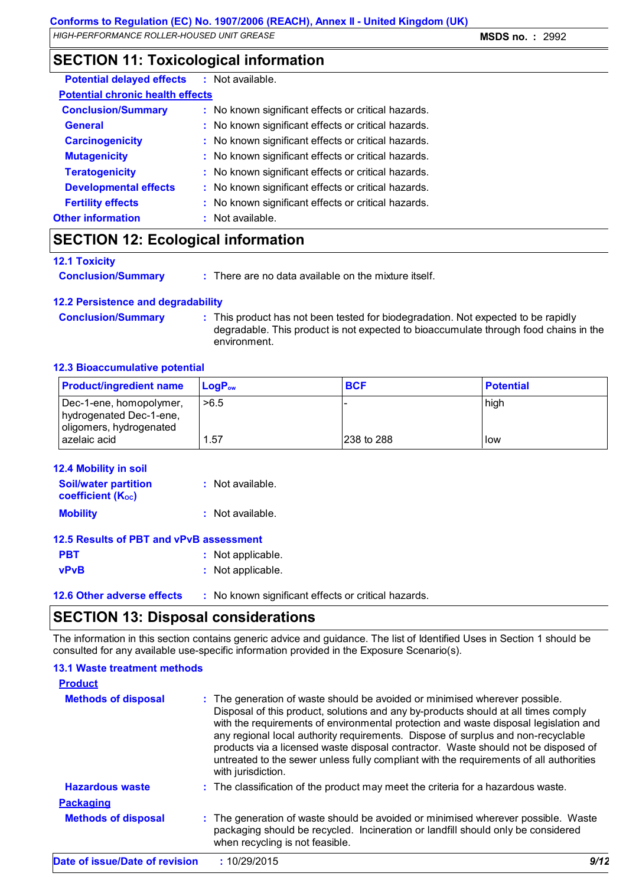## SECTION 11: Toxicological information

**Potential delayed effects** : Not available.

**Potential chronic health effects**

**Conclusion/Summary** : No known significant effects or critical hazards.

**General** : No known significant effects or critical hazards.

**Carcinogenicity** : No known significant effects or critical hazards.

**Mutagenicity** : No known significant effects or critical hazards.

**Teratogenicity** : No known significant effects or critical hazards.

**Developmental effects** : No known significant effects or critical hazards.

**Fertility effects** : No known significant effects or critical hazards.

**Other information** : Not available.

## SECTION 12: Ecological information

### 12.1 Toxicity

**Conclusion/Summary** : There are no data available on the mixture itself.

### 12.2 Persistence and degradability

**Conclusion/Summary** : This product has not been tested for biodegradation. Not expected to be rapidly degradable. This product is not expected to bioaccumulate through food chains in the environment.

### 12.3 Bioaccumulative potential

| Product/ingredient name | $LogP_{ow}$ | BCF | Potential |
|---|---|---|---|
| Dec-1-ene, homopolymer, hydrogenated Dec-1-ene, oligomers, hydrogenated | >6.5 | - | high |
| azelaic acid | 1.57 | 238 to 288 | low |

### 12.4 Mobility in soil

**Soil/water partition coefficient ($K_{OC}$)** : Not available.

**Mobility** : Not available.

### 12.5 Results of PBT and vPvB assessment

**PBT** : Not applicable.

**vPvB** : Not applicable.

### 12.6 Other adverse effects : No known significant effects or critical hazards.

## SECTION 13: Disposal considerations

The information in this section contains generic advice and guidance. The list of Identified Uses in Section 1 should be consulted for any available use-specific information provided in the Exposure Scenario(s).

### 13.1 Waste treatment methods

**Product**

**Methods of disposal** : The generation of waste should be avoided or minimised wherever possible. Disposal of this product, solutions and any by-products should at all times comply with the requirements of environmental protection and waste disposal legislation and any regional local authority requirements. Dispose of surplus and non-recyclable products via a licensed waste disposal contractor. Waste should not be disposed of untreated to the sewer unless fully compliant with the requirements of all authorities with jurisdiction.

**Hazardous waste** : The classification of the product may meet the criteria for a hazardous waste.

**Packaging**

**Methods of disposal** : The generation of waste should be avoided or minimised wherever possible. Waste packaging should be recycled. Incineration or landfill should only be considered when recycling is not feasible.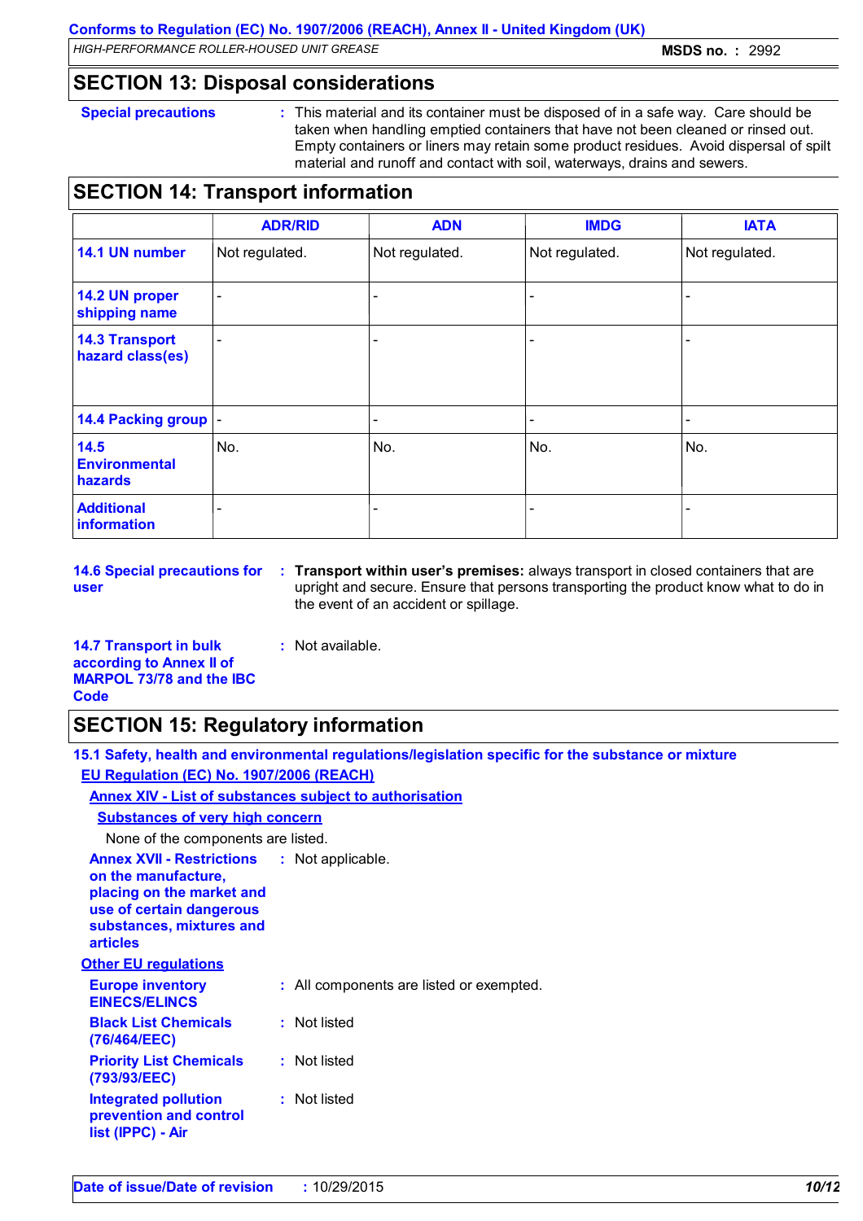## SECTION 13: Disposal considerations

**Special precautions** : This material and its container must be disposed of in a safe way. Care should be taken when handling emptied containers that have not been cleaned or rinsed out. Empty containers or liners may retain some product residues. Avoid dispersal of spilt material and runoff and contact with soil, waterways, drains and sewers.

## SECTION 14: Transport information

| | ADR/RID | ADN | IMDG | IATA |
|---|---|---|---|---|
| **14.1 UN number** | Not regulated. | Not regulated. | Not regulated. | Not regulated. |
| **14.2 UN proper shipping name** | - | - | - | - |
| **14.3 Transport hazard class(es)** | - | - | - | - |
| **14.4 Packing group** | - | - | - | - |
| **14.5 Environmental hazards** | No. | No. | No. | No. |
| **Additional information** | - | - | - | - |

**14.6 Special precautions for user** : **Transport within user's premises:** always transport in closed containers that are upright and secure. Ensure that persons transporting the product know what to do in the event of an accident or spillage.

**14.7 Transport in bulk according to Annex II of MARPOL 73/78 and the IBC Code** : Not available.

## SECTION 15: Regulatory information

### 15.1 Safety, health and environmental regulations/legislation specific for the substance or mixture

**EU Regulation (EC) No. 1907/2006 (REACH)**

**Annex XIV - List of substances subject to authorisation**

**Substances of very high concern**

None of the components are listed.

**Annex XVII - Restrictions on the manufacture, placing on the market and use of certain dangerous substances, mixtures and articles** : Not applicable.

**Other EU regulations**

**Europe inventory EINECS/ELINCS** : All components are listed or exempted.

**Black List Chemicals (76/464/EEC)** : Not listed

**Priority List Chemicals (793/93/EEC)** : Not listed

**Integrated pollution prevention and control list (IPPC) - Air** : Not listed

**Date of issue/Date of revision** : 10/29/2015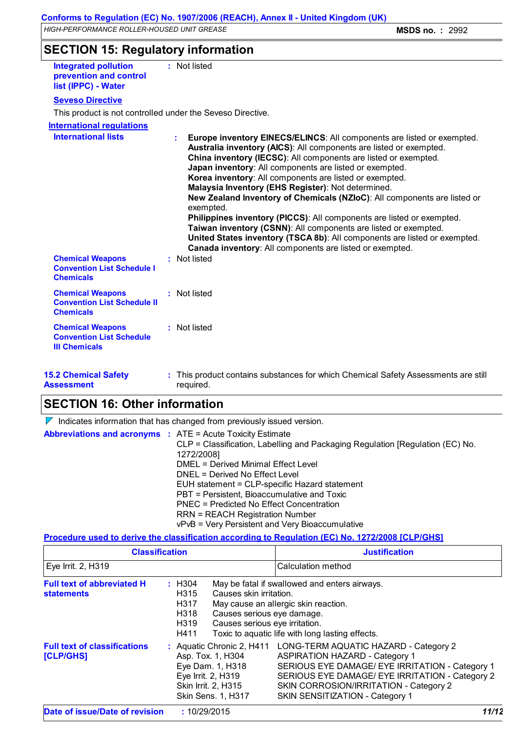## SECTION 15: Regulatory information

**Integrated pollution prevention and control list (IPPC) - Water** : Not listed

**Seveso Directive**

This product is not controlled under the Seveso Directive.

**International regulations**

**International lists** :

**Europe inventory EINECS/ELINCS**: All components are listed or exempted.
**Australia inventory (AICS)**: All components are listed or exempted.
**China inventory (IECSC)**: All components are listed or exempted.
**Japan inventory**: All components are listed or exempted.
**Korea inventory**: All components are listed or exempted.
**Malaysia Inventory (EHS Register)**: Not determined.
**New Zealand Inventory of Chemicals (NZIoC)**: All components are listed or exempted.
**Philippines inventory (PICCS)**: All components are listed or exempted.
**Taiwan inventory (CSNN)**: All components are listed or exempted.
**United States inventory (TSCA 8b)**: All components are listed or exempted.
**Canada inventory**: All components are listed or exempted.

**Chemical Weapons Convention List Schedule I Chemicals** : Not listed

**Chemical Weapons Convention List Schedule II Chemicals** : Not listed

**Chemical Weapons Convention List Schedule III Chemicals** : Not listed

**15.2 Chemical Safety Assessment** : This product contains substances for which Chemical Safety Assessments are still required.

## SECTION 16: Other information

Indicates information that has changed from previously issued version.

**Abbreviations and acronyms** :

ATE = Acute Toxicity Estimate
CLP = Classification, Labelling and Packaging Regulation [Regulation (EC) No. 1272/2008]
DMEL = Derived Minimal Effect Level
DNEL = Derived No Effect Level
EUH statement = CLP-specific Hazard statement
PBT = Persistent, Bioaccumulative and Toxic
PNEC = Predicted No Effect Concentration
RRN = REACH Registration Number
vPvB = Very Persistent and Very Bioaccumulative

**Procedure used to derive the classification according to Regulation (EC) No. 1272/2008 [CLP/GHS]**

| Classification | Justification |
|---|---|
| Eye Irrit. 2, H319 | Calculation method |

**Full text of abbreviated H statements** :

| | |
|---|---|
| H304 | May be fatal if swallowed and enters airways. |
| H315 | Causes skin irritation. |
| H317 | May cause an allergic skin reaction. |
| H318 | Causes serious eye damage. |
| H319 | Causes serious eye irritation. |
| H411 | Toxic to aquatic life with long lasting effects. |

**Full text of classifications [CLP/GHS]** :

| | |
|---|---|
| Aquatic Chronic 2, H411 | LONG-TERM AQUATIC HAZARD - Category 2 |
| Asp. Tox. 1, H304 | ASPIRATION HAZARD - Category 1 |
| Eye Dam. 1, H318 | SERIOUS EYE DAMAGE/ EYE IRRITATION - Category 1 |
| Eye Irrit. 2, H319 | SERIOUS EYE DAMAGE/ EYE IRRITATION - Category 2 |
| Skin Irrit. 2, H315 | SKIN CORROSION/IRRITATION - Category 2 |
| Skin Sens. 1, H317 | SKIN SENSITIZATION - Category 1 |

**Date of issue/Date of revision** : 10/29/2015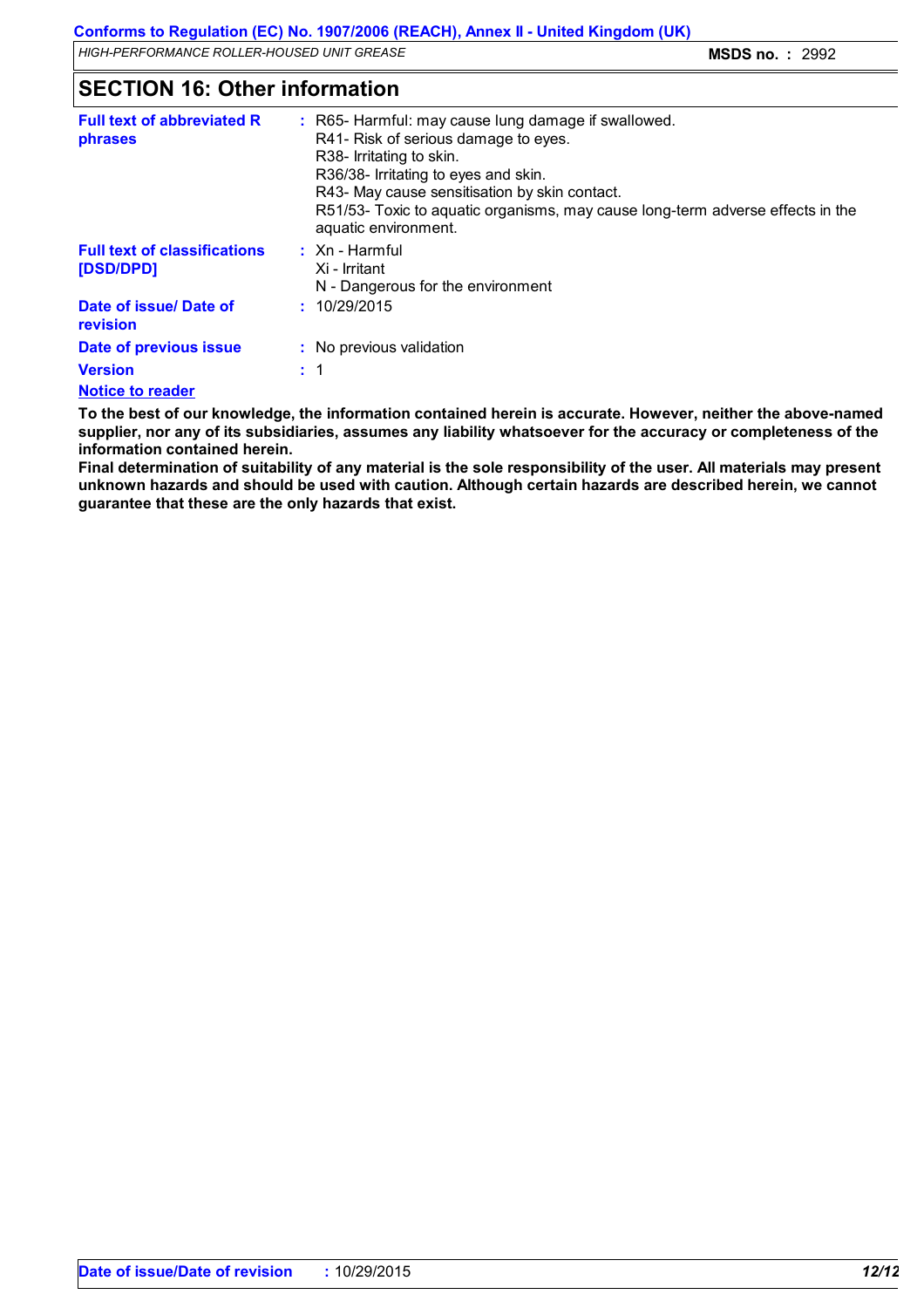## SECTION 16: Other information

**Full text of abbreviated R phrases** : R65- Harmful: may cause lung damage if swallowed.
R41- Risk of serious damage to eyes.
R38- Irritating to skin.
R36/38- Irritating to eyes and skin.
R43- May cause sensitisation by skin contact.
R51/53- Toxic to aquatic organisms, may cause long-term adverse effects in the aquatic environment.

**Full text of classifications [DSD/DPD]** : Xn - Harmful
Xi - Irritant
N - Dangerous for the environment

**Date of issue/ Date of revision** : 10/29/2015

**Date of previous issue** : No previous validation

**Version** : 1

**Notice to reader**

**To the best of our knowledge, the information contained herein is accurate. However, neither the above-named supplier, nor any of its subsidiaries, assumes any liability whatsoever for the accuracy or completeness of the information contained herein.**
**Final determination of suitability of any material is the sole responsibility of the user. All materials may present unknown hazards and should be used with caution. Although certain hazards are described herein, we cannot guarantee that these are the only hazards that exist.**